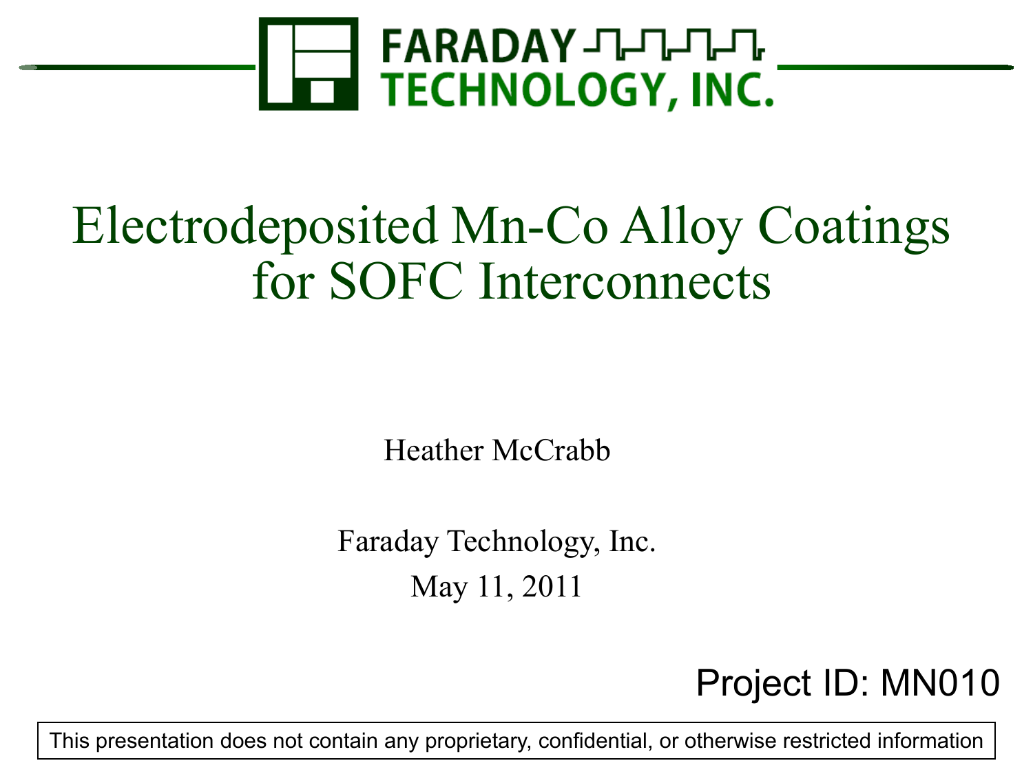FARADAY TECHNOLOGY, INC.

# Electrodeposited Mn-Co Alloy Coatings for SOFC Interconnects

Heather McCrabb

Faraday Technology, Inc.

May 11, 2011

Project ID: MN010

This presentation does not contain any proprietary, confidential, or otherwise restricted information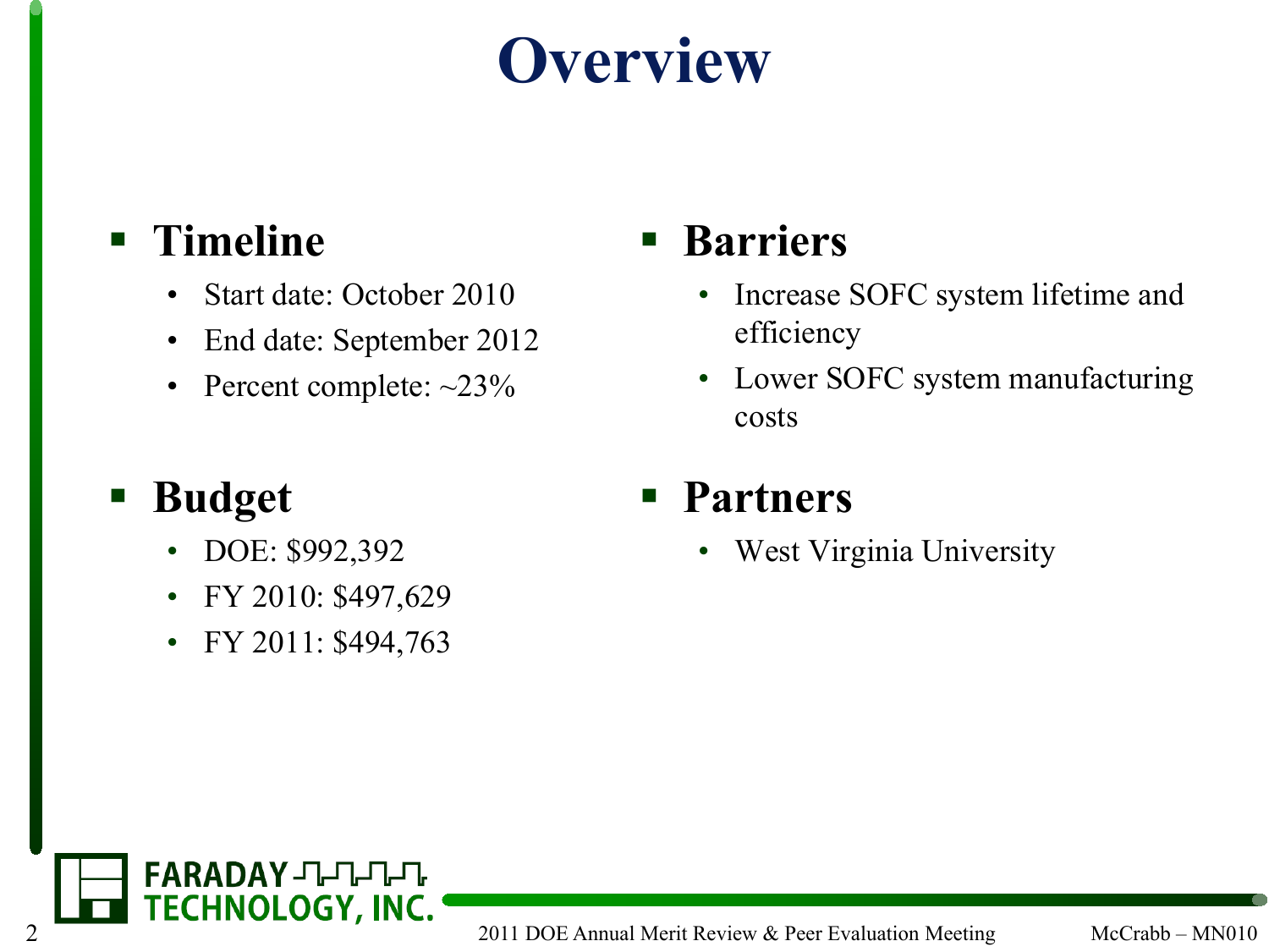# Overview

## Timeline

- Start date: October 2010
- End date: September 2012
- Percent complete: ~23%

## Budget

- DOE: $992,392
- FY 2010: $497,629
- FY 2011: $494,763

## Barriers

- Increase SOFC system lifetime and efficiency
- Lower SOFC system manufacturing costs

## Partners

- West Virginia University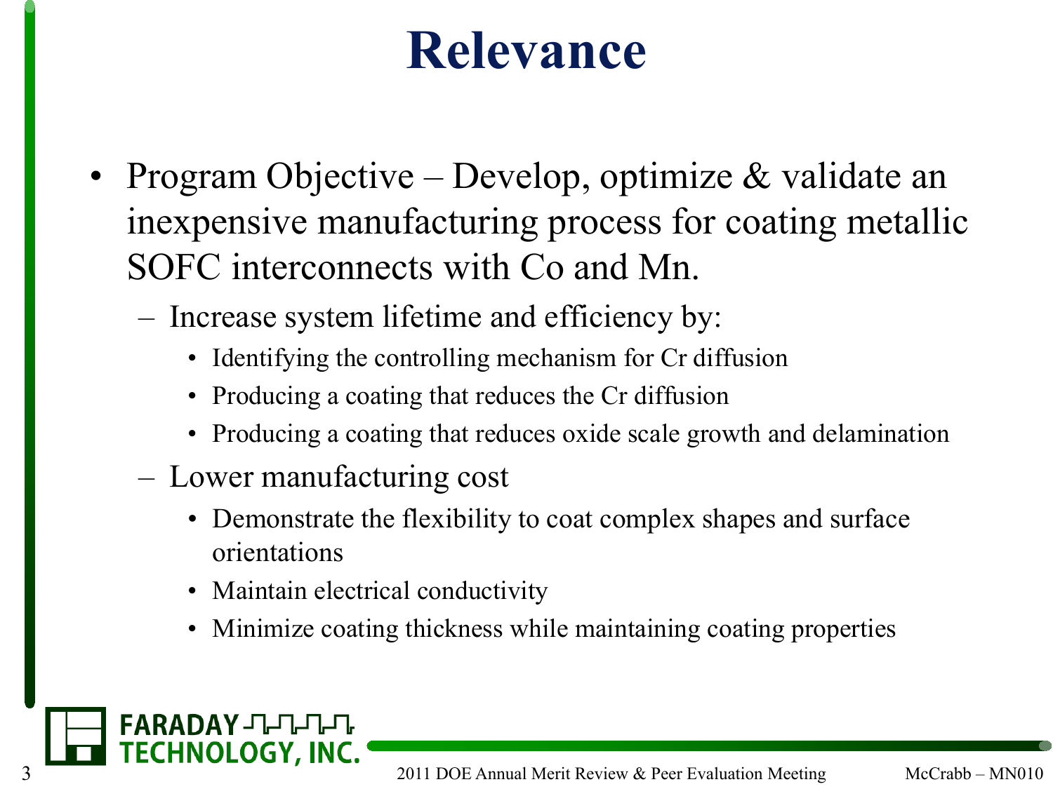# Relevance

- Program Objective – Develop, optimize & validate an inexpensive manufacturing process for coating metallic SOFC interconnects with Co and Mn.
  - Increase system lifetime and efficiency by:
    - Identifying the controlling mechanism for Cr diffusion
    - Producing a coating that reduces the Cr diffusion
    - Producing a coating that reduces oxide scale growth and delamination
  - Lower manufacturing cost
    - Demonstrate the flexibility to coat complex shapes and surface orientations
    - Maintain electrical conductivity
    - Minimize coating thickness while maintaining coating properties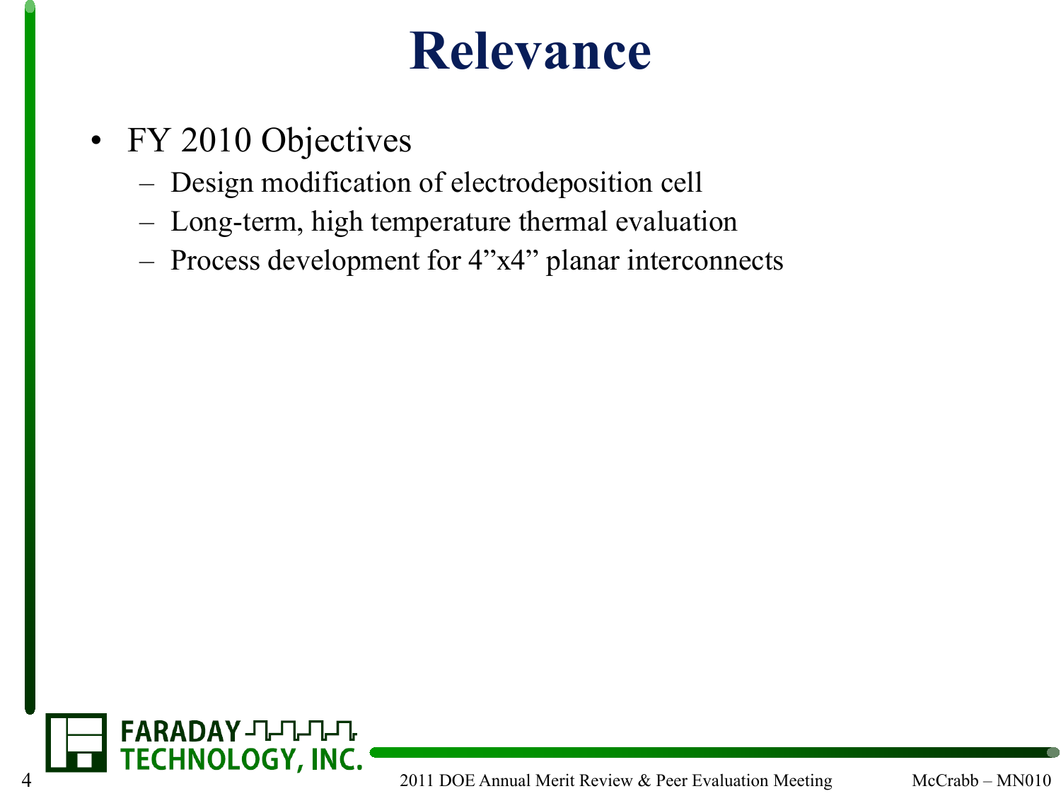# Relevance

- FY 2010 Objectives
  - Design modification of electrodeposition cell
  - Long-term, high temperature thermal evaluation
  - Process development for 4"x4" planar interconnects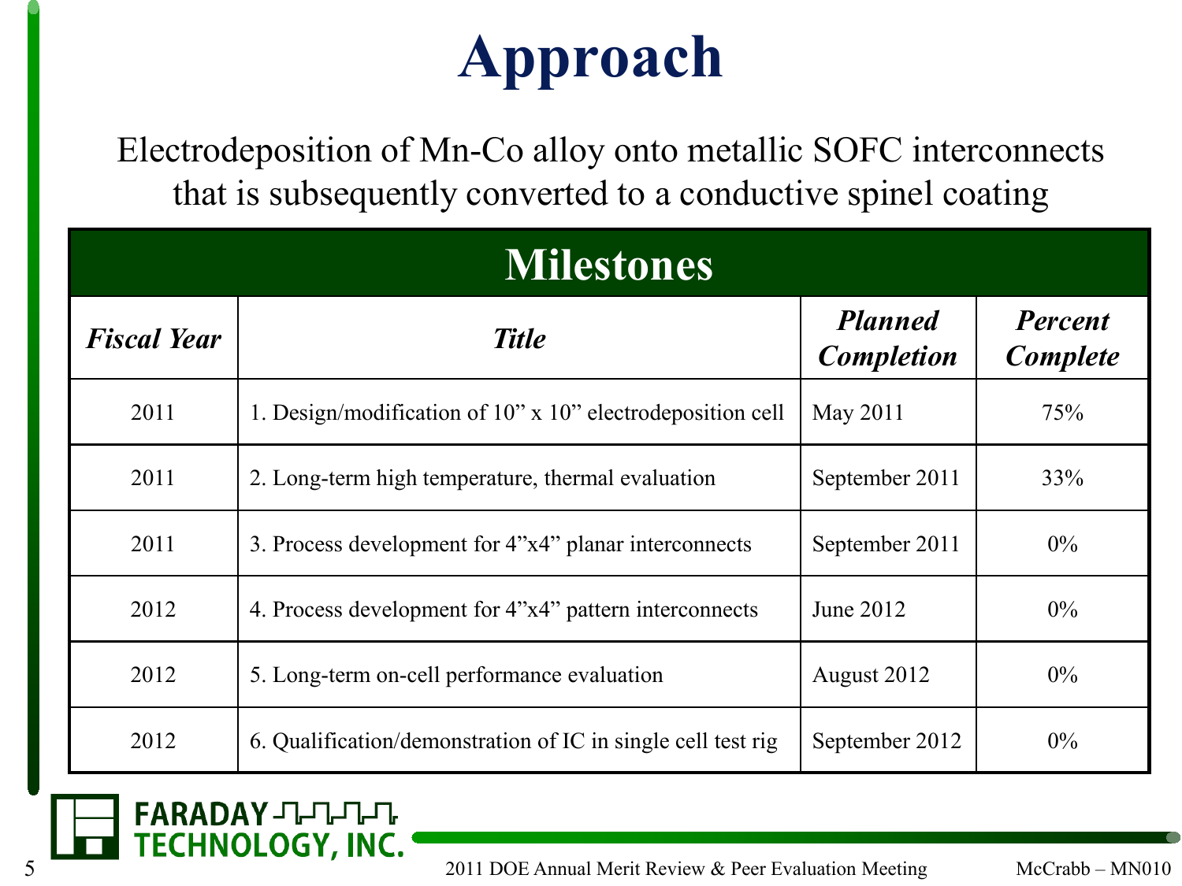# Approach

Electrodeposition of Mn-Co alloy onto metallic SOFC interconnects that is subsequently converted to a conductive spinel coating

| Milestones | | | |
|---|---|---|---|
| ***Fiscal Year*** | ***Title*** | ***Planned Completion*** | ***Percent Complete*** |
| 2011 | 1. Design/modification of 10” x 10” electrodeposition cell | May 2011 | 75% |
| 2011 | 2. Long-term high temperature, thermal evaluation | September 2011 | 33% |
| 2011 | 3. Process development for 4”x4” planar interconnects | September 2011 | 0% |
| 2012 | 4. Process development for 4”x4” pattern interconnects | June 2012 | 0% |
| 2012 | 5. Long-term on-cell performance evaluation | August 2012 | 0% |
| 2012 | 6. Qualification/demonstration of IC in single cell test rig | September 2012 | 0% |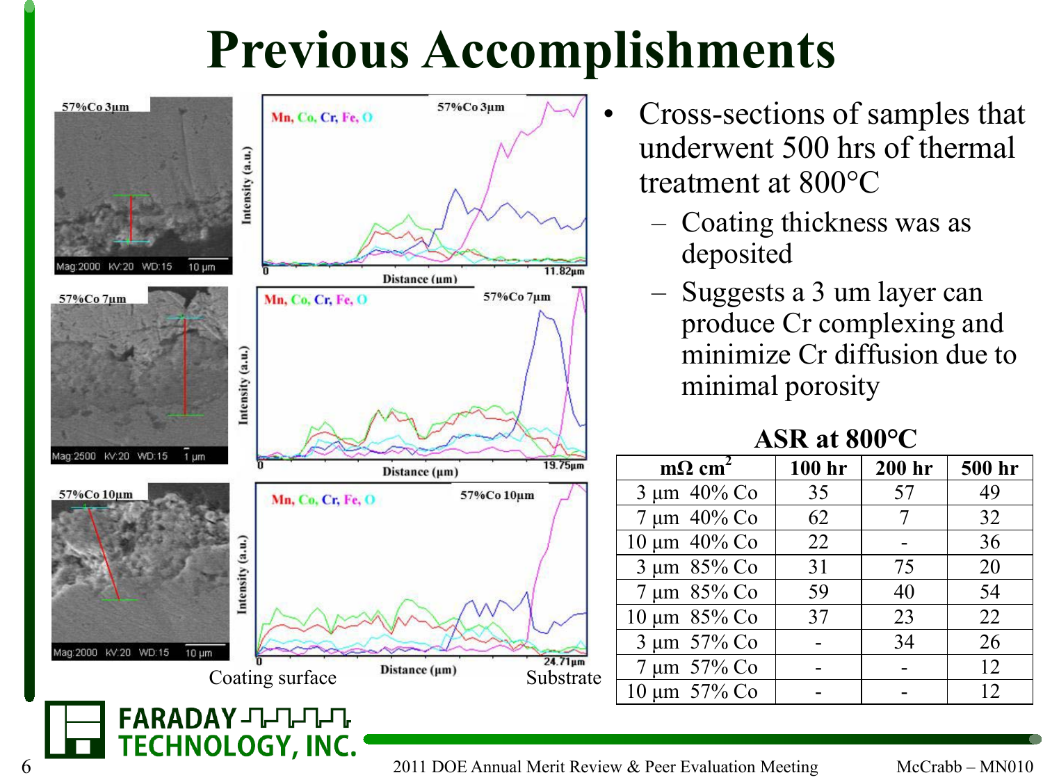# Previous Accomplishments

- Cross-sections of samples that underwent 500 hrs of thermal treatment at 800°C
  - Coating thickness was as deposited
  - Suggests a 3 um layer can produce Cr complexing and minimize Cr diffusion due to minimal porosity

Coating surface — Substrate

**ASR at 800°C**

| $m\Omega\ cm^2$ | 100 hr | 200 hr | 500 hr |
|---|---|---|---|
| 3 µm 40% Co | 35 | 57 | 49 |
| 7 µm 40% Co | 62 | 7 | 32 |
| 10 µm 40% Co | 22 | - | 36 |
| 3 µm 85% Co | 31 | 75 | 20 |
| 7 µm 85% Co | 59 | 40 | 54 |
| 10 µm 85% Co | 37 | 23 | 22 |
| 3 µm 57% Co | - | 34 | 26 |
| 7 µm 57% Co | - | - | 12 |
| 10 µm 57% Co | - | - | 12 |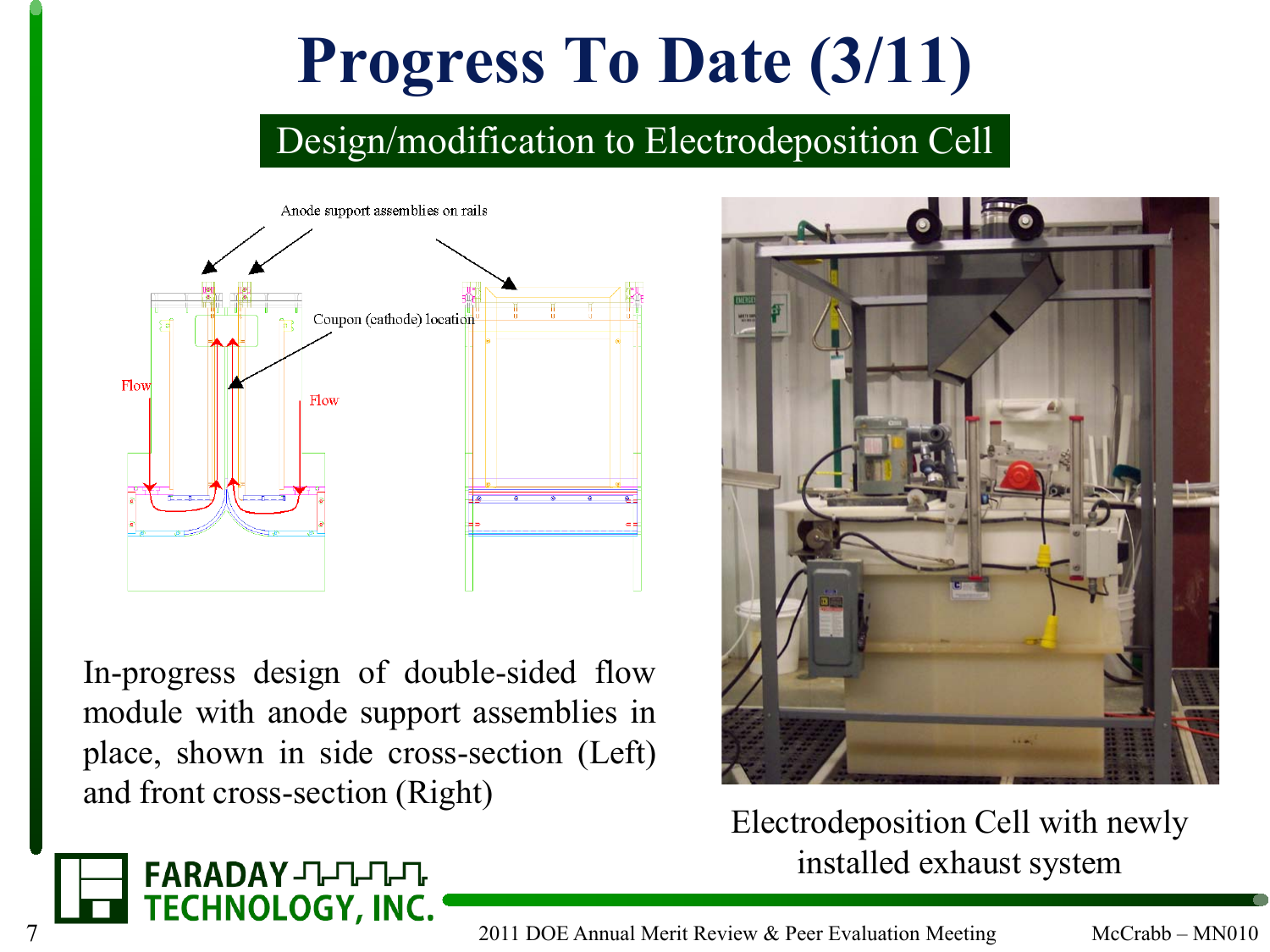# Progress To Date (3/11)

## Design/modification to Electrodeposition Cell

In-progress design of double-sided flow module with anode support assemblies in place, shown in side cross-section (Left) and front cross-section (Right)

Electrodeposition Cell with newly installed exhaust system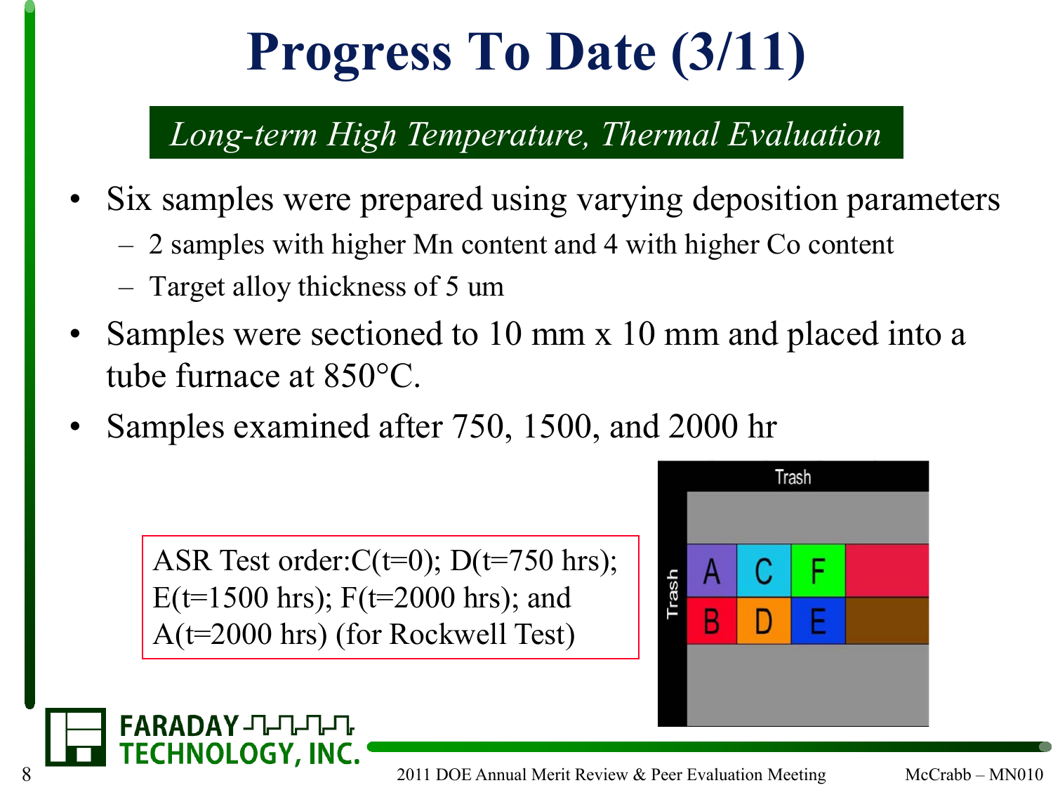# Progress To Date (3/11)

*Long-term High Temperature, Thermal Evaluation*

- Six samples were prepared using varying deposition parameters
  - 2 samples with higher Mn content and 4 with higher Co content
  - Target alloy thickness of 5 um
- Samples were sectioned to 10 mm x 10 mm and placed into a tube furnace at 850°C.
- Samples examined after 750, 1500, and 2000 hr

ASR Test order:C(t=0); D(t=750 hrs); E(t=1500 hrs); F(t=2000 hrs); and A(t=2000 hrs) (for Rockwell Test)

Trash

| A | C | F |
|---|---|---|
| B | D | E |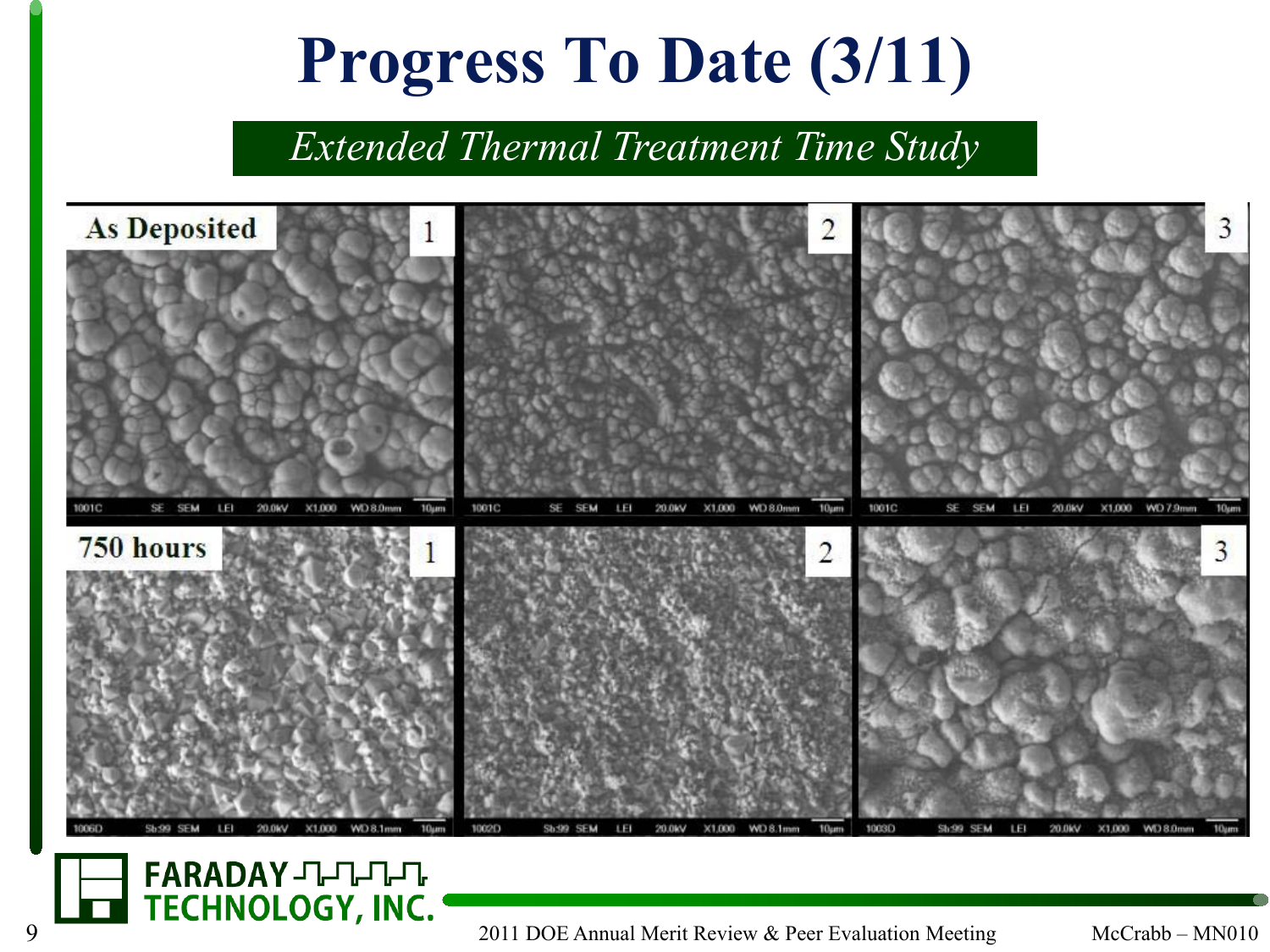# Progress To Date (3/11)

*Extended Thermal Treatment Time Study*

As Deposited

750 hours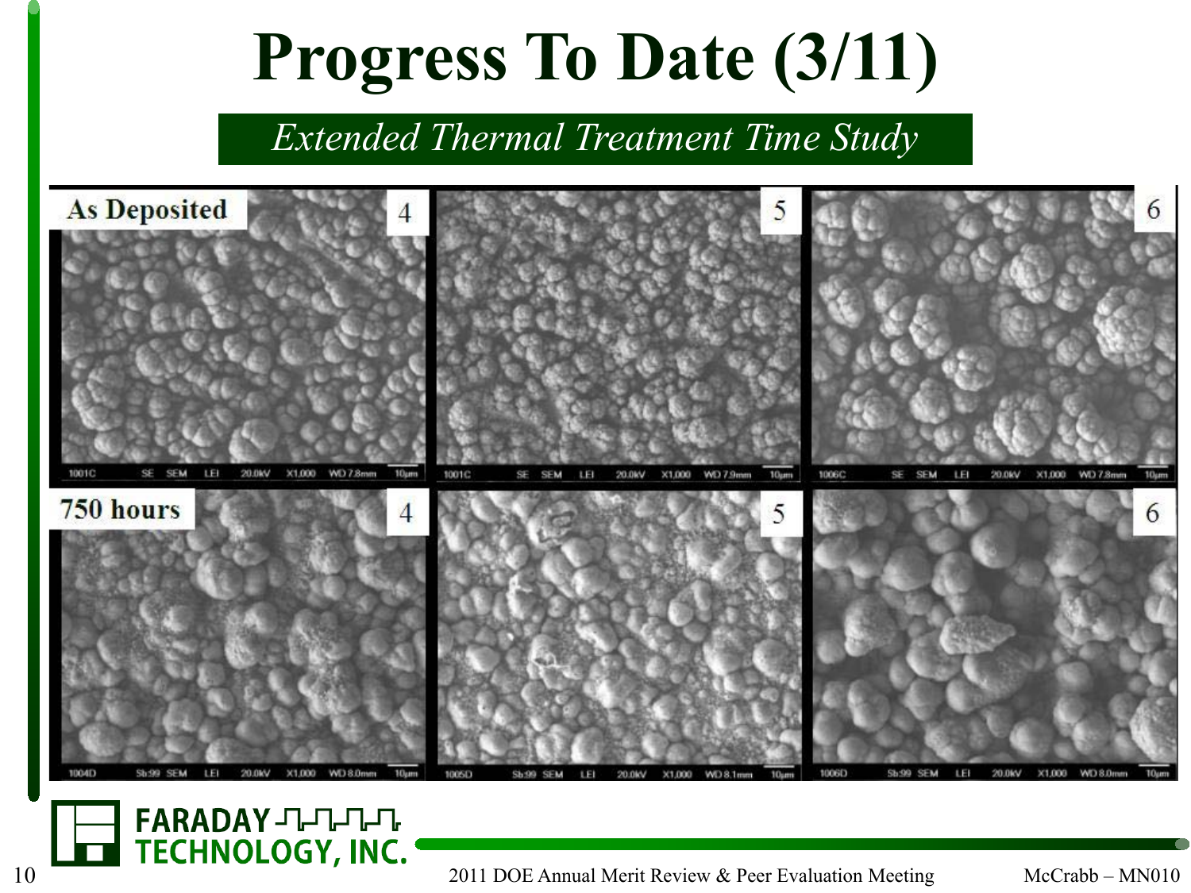# Progress To Date (3/11)

*Extended Thermal Treatment Time Study*

As Deposited | 4 | 5 | 6

750 hours | 4 | 5 | 6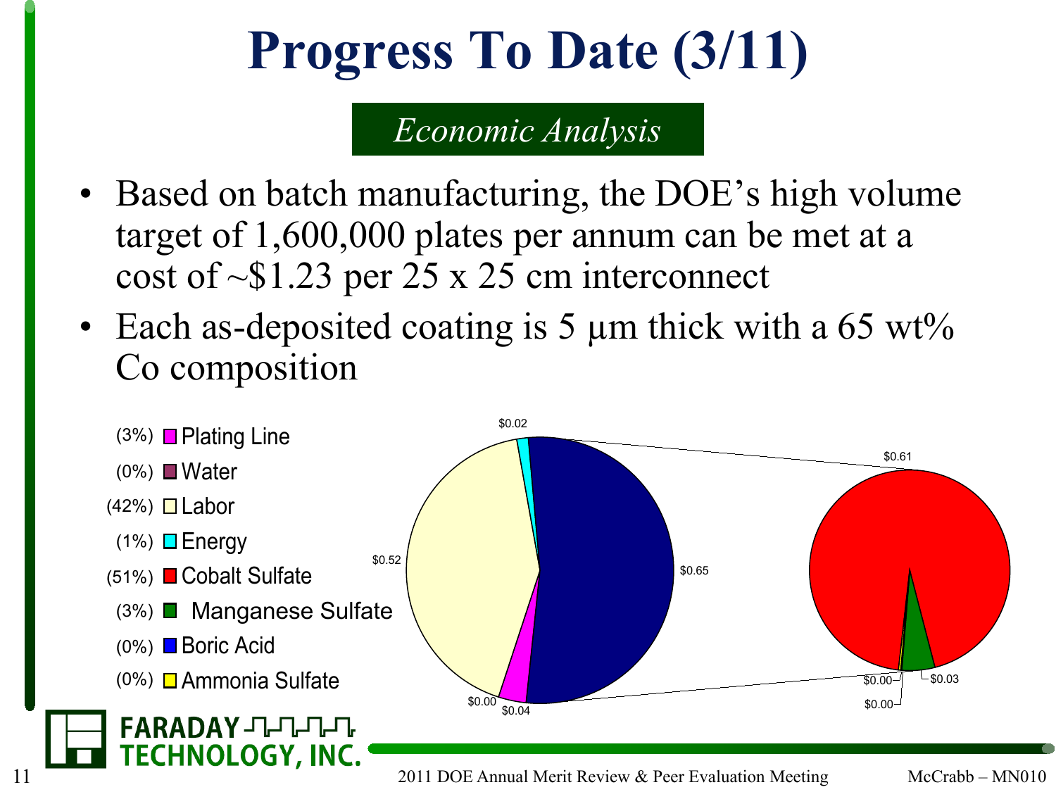# Progress To Date (3/11)

*Economic Analysis*

- Based on batch manufacturing, the DOE's high volume target of 1,600,000 plates per annum can be met at a cost of ~$1.23 per 25 x 25 cm interconnect
- Each as-deposited coating is 5 µm thick with a 65 wt% Co composition

| Share | Cost component |
|---|---|
| (3%) | Plating Line |
| (0%) | Water |
| (42%) | Labor |
| (1%) | Energy |
| (51%) | Cobalt Sulfate |
| (3%) | Manganese Sulfate |
| (0%) | Boric Acid |
| (0%) | Ammonia Sulfate |

$0.02 · $0.52 · $0.65 · $0.00 · $0.04 · $0.61 · $0.00 · $0.03 · $0.00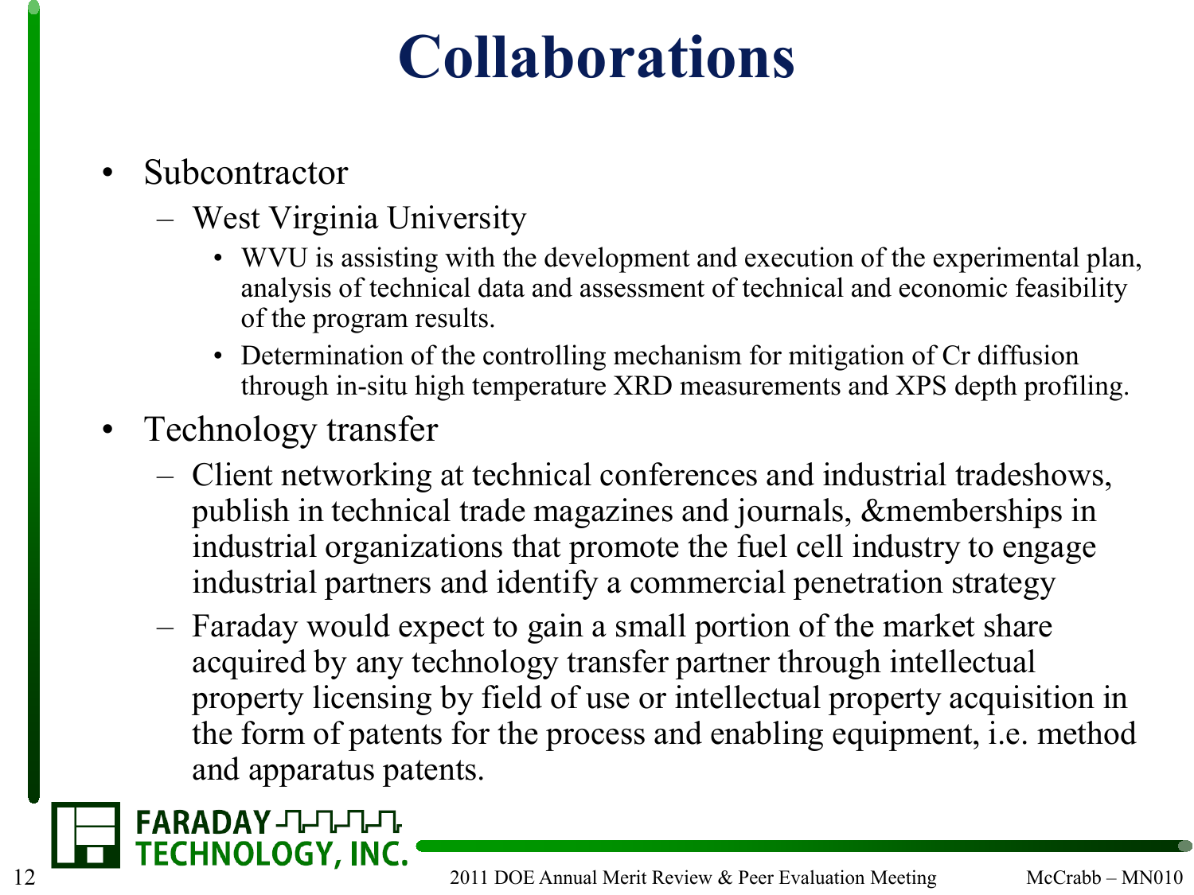# Collaborations

- Subcontractor
  - West Virginia University
    - WVU is assisting with the development and execution of the experimental plan, analysis of technical data and assessment of technical and economic feasibility of the program results.
    - Determination of the controlling mechanism for mitigation of Cr diffusion through in-situ high temperature XRD measurements and XPS depth profiling.
- Technology transfer
  - Client networking at technical conferences and industrial tradeshows, publish in technical trade magazines and journals, &memberships in industrial organizations that promote the fuel cell industry to engage industrial partners and identify a commercial penetration strategy
  - Faraday would expect to gain a small portion of the market share acquired by any technology transfer partner through intellectual property licensing by field of use or intellectual property acquisition in the form of patents for the process and enabling equipment, i.e. method and apparatus patents.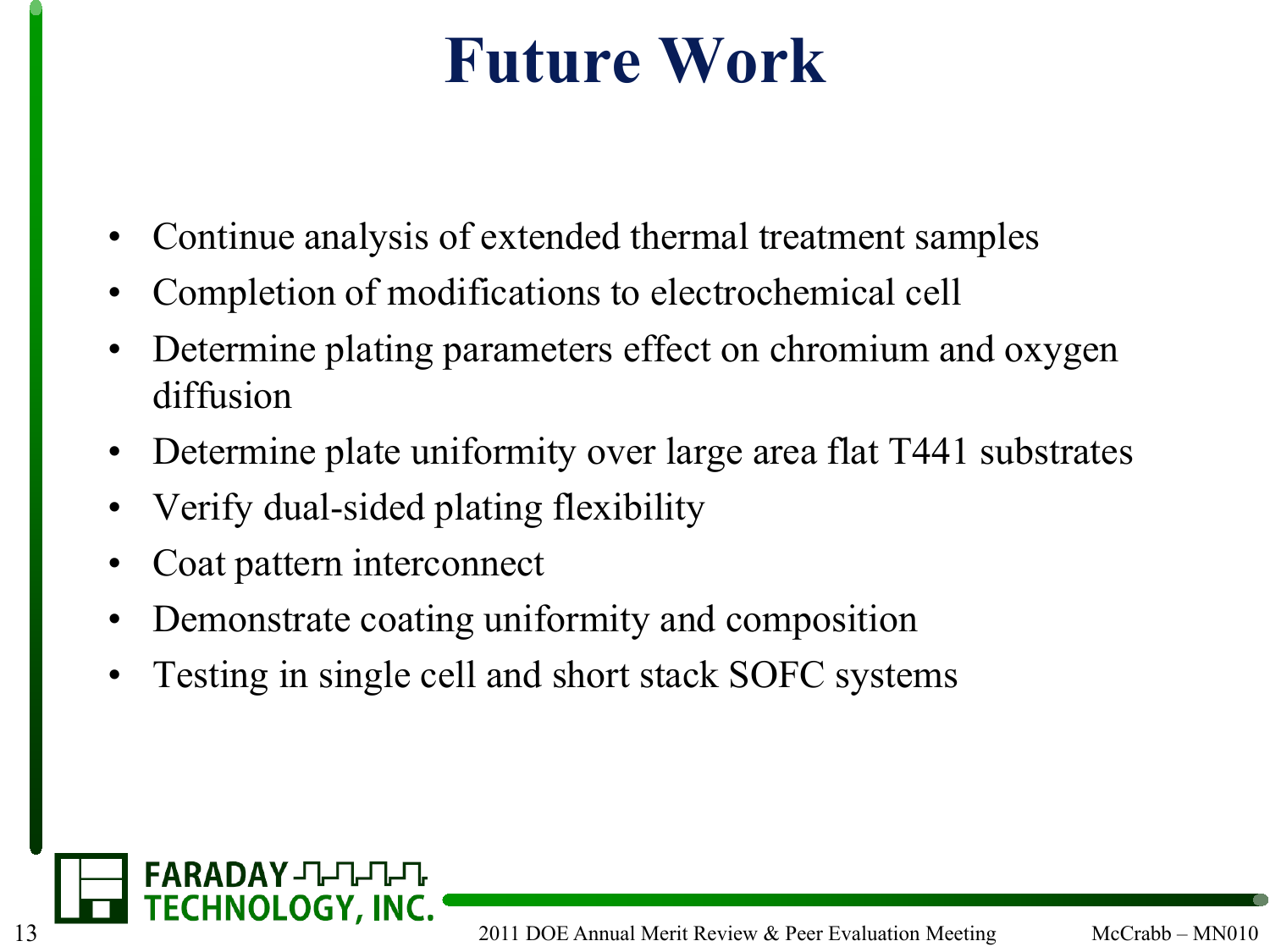# Future Work

- Continue analysis of extended thermal treatment samples
- Completion of modifications to electrochemical cell
- Determine plating parameters effect on chromium and oxygen diffusion
- Determine plate uniformity over large area flat T441 substrates
- Verify dual-sided plating flexibility
- Coat pattern interconnect
- Demonstrate coating uniformity and composition
- Testing in single cell and short stack SOFC systems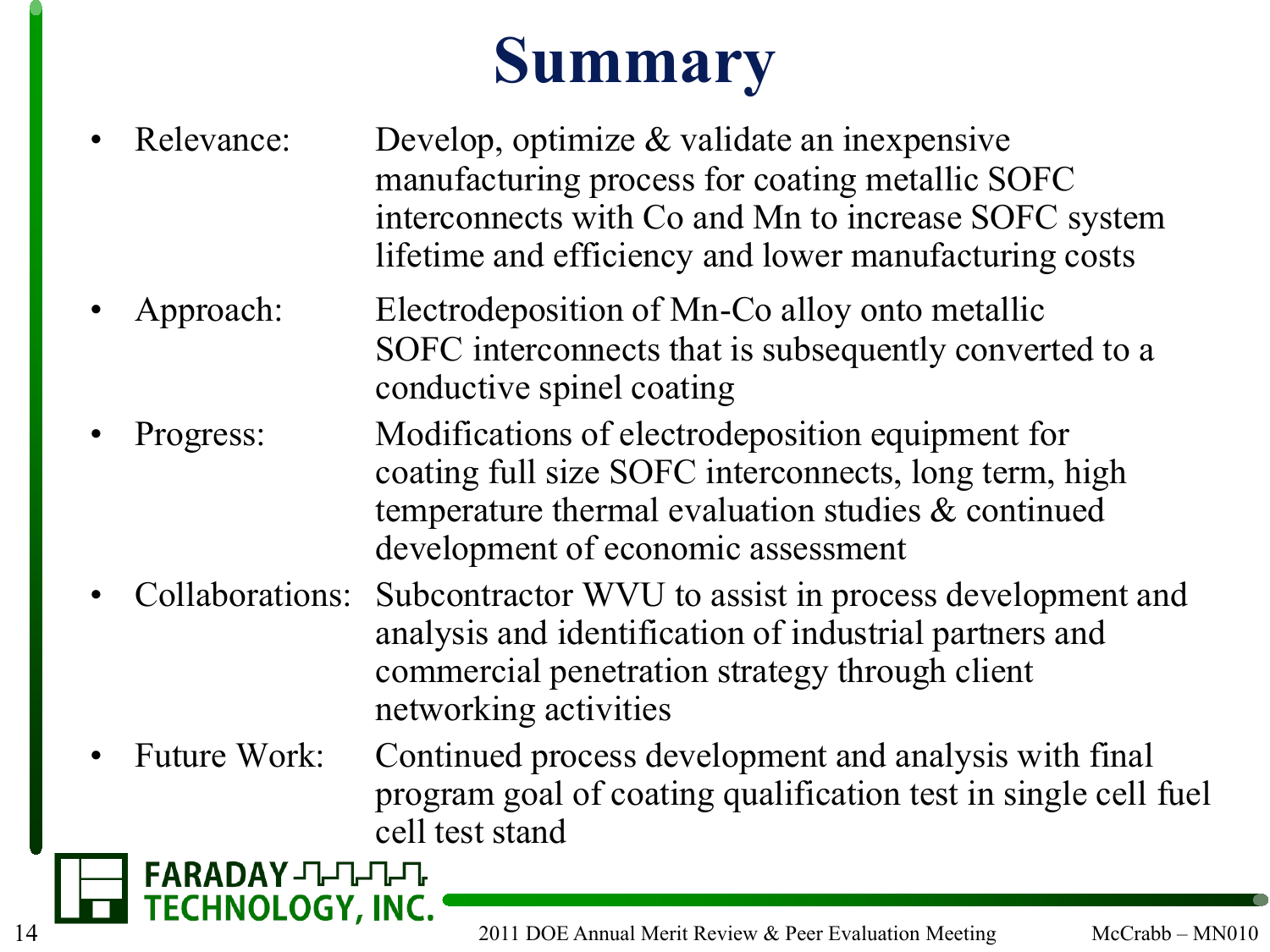# Summary

- Relevance: Develop, optimize & validate an inexpensive manufacturing process for coating metallic SOFC interconnects with Co and Mn to increase SOFC system lifetime and efficiency and lower manufacturing costs
- Approach: Electrodeposition of Mn-Co alloy onto metallic SOFC interconnects that is subsequently converted to a conductive spinel coating
- Progress: Modifications of electrodeposition equipment for coating full size SOFC interconnects, long term, high temperature thermal evaluation studies & continued development of economic assessment
- Collaborations: Subcontractor WVU to assist in process development and analysis and identification of industrial partners and commercial penetration strategy through client networking activities
- Future Work: Continued process development and analysis with final program goal of coating qualification test in single cell fuel cell test stand